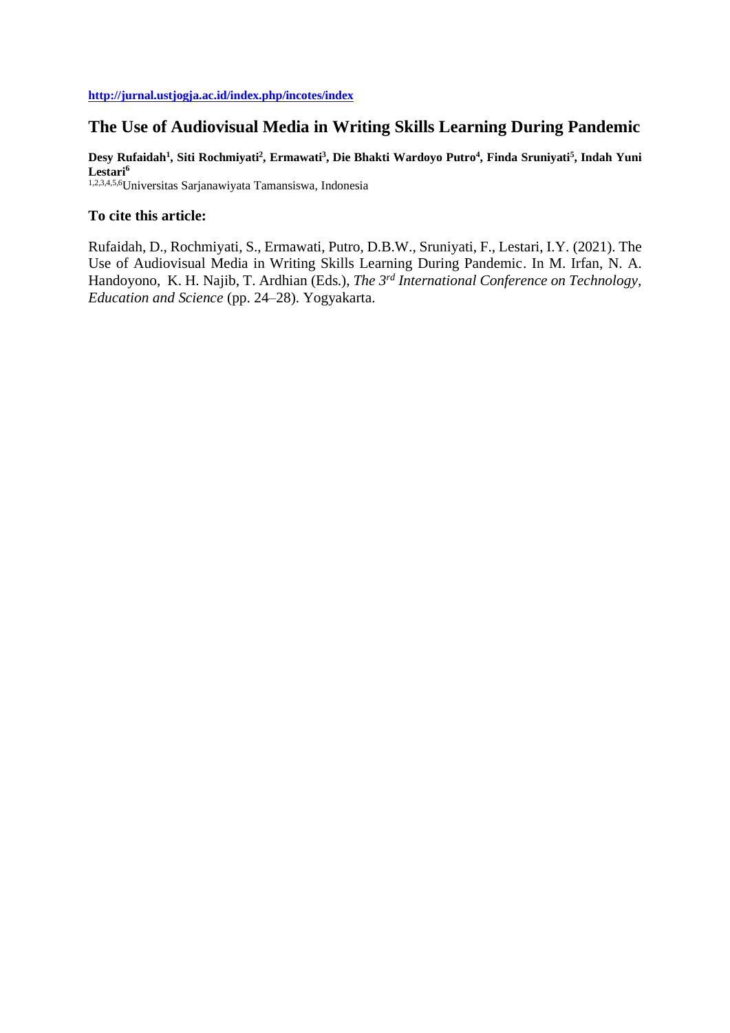**http://jurnal.ustjogja.ac.id/index.php/incotes/index**

# The Use of Audiovisual Media in Writing Skills Learning During Pandemic

**Desy Rufaidah[1], Siti Rochmiyati[2], Ermawati[3], Die Bhakti Wardoyo Putro[4], Finda Sruniyati[5], Indah Yuni Lestari[6]**
[1,2,3,4,5,6]Universitas Sarjanawiyata Tamansiswa, Indonesia

## To cite this article:

Rufaidah, D., Rochmiyati, S., Ermawati, Putro, D.B.W., Sruniyati, F., Lestari, I.Y. (2021). The Use of Audiovisual Media in Writing Skills Learning During Pandemic. In M. Irfan, N. A. Handoyono, K. H. Najib, T. Ardhian (Eds.), *The 3rd International Conference on Technology, Education and Science* (pp. 24–28). Yogyakarta.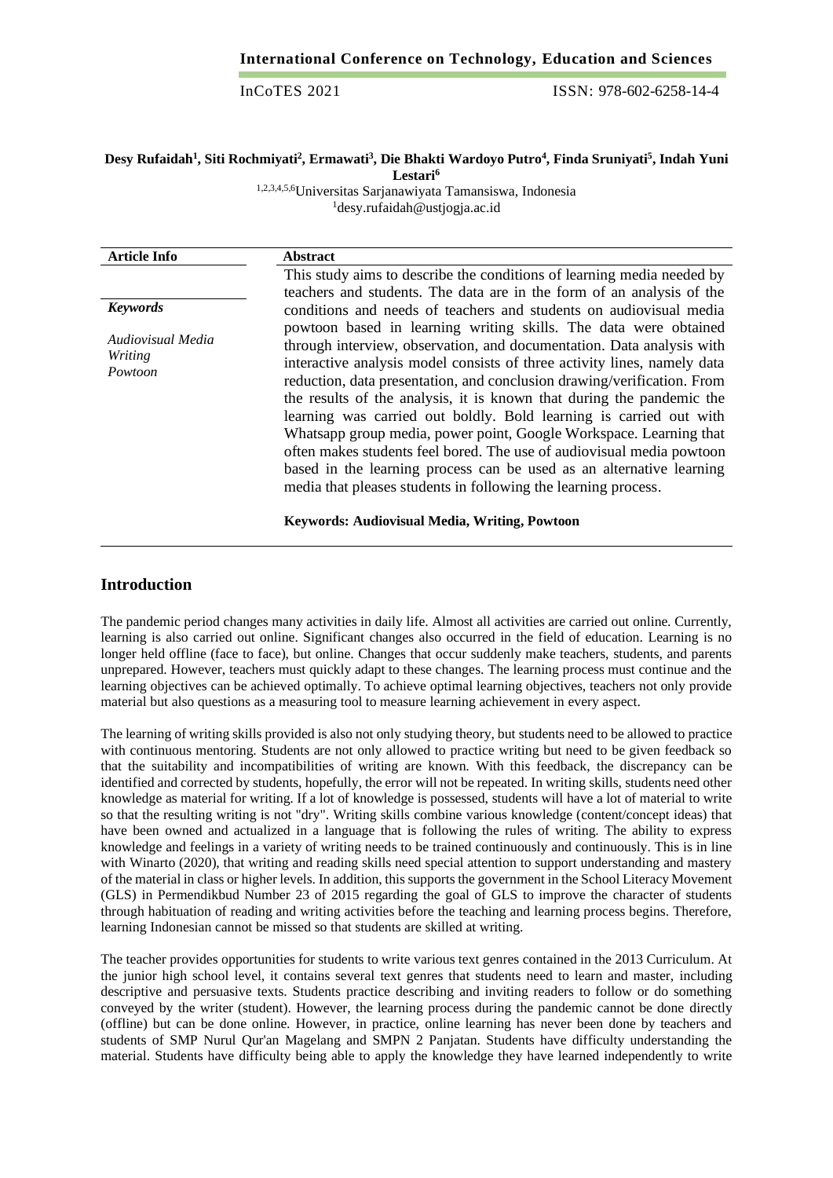**Desy Rufaidah[1], Siti Rochmiyati[2], Ermawati[3], Die Bhakti Wardoyo Putro[4], Finda Sruniyati[5], Indah Yuni Lestari[6]**

[1,2,3,4,5,6]Universitas Sarjanawiyata Tamansiswa, Indonesia
[1]desy.rufaidah@ustjogja.ac.id

| Article Info | Abstract |
|---|---|
| | This study aims to describe the conditions of learning media needed by teachers and students. The data are in the form of an analysis of the conditions and needs of teachers and students on audiovisual media powtoon based in learning writing skills. The data were obtained through interview, observation, and documentation. Data analysis with interactive analysis model consists of three activity lines, namely data reduction, data presentation, and conclusion drawing/verification. From the results of the analysis, it is known that during the pandemic the learning was carried out boldly. Bold learning is carried out with Whatsapp group media, power point, Google Workspace. Learning that often makes students feel bored. The use of audiovisual media powtoon based in the learning process can be used as an alternative learning media that pleases students in following the learning process. |
| ***Keywords*** <br> *Audiovisual Media* <br> *Writing* <br> *Powtoon* | **Keywords: Audiovisual Media, Writing, Powtoon** |

## Introduction

The pandemic period changes many activities in daily life. Almost all activities are carried out online. Currently, learning is also carried out online. Significant changes also occurred in the field of education. Learning is no longer held offline (face to face), but online. Changes that occur suddenly make teachers, students, and parents unprepared. However, teachers must quickly adapt to these changes. The learning process must continue and the learning objectives can be achieved optimally. To achieve optimal learning objectives, teachers not only provide material but also questions as a measuring tool to measure learning achievement in every aspect.

The learning of writing skills provided is also not only studying theory, but students need to be allowed to practice with continuous mentoring. Students are not only allowed to practice writing but need to be given feedback so that the suitability and incompatibilities of writing are known. With this feedback, the discrepancy can be identified and corrected by students, hopefully, the error will not be repeated. In writing skills, students need other knowledge as material for writing. If a lot of knowledge is possessed, students will have a lot of material to write so that the resulting writing is not "dry". Writing skills combine various knowledge (content/concept ideas) that have been owned and actualized in a language that is following the rules of writing. The ability to express knowledge and feelings in a variety of writing needs to be trained continuously and continuously. This is in line with Winarto (2020), that writing and reading skills need special attention to support understanding and mastery of the material in class or higher levels. In addition, this supports the government in the School Literacy Movement (GLS) in Permendikbud Number 23 of 2015 regarding the goal of GLS to improve the character of students through habituation of reading and writing activities before the teaching and learning process begins. Therefore, learning Indonesian cannot be missed so that students are skilled at writing.

The teacher provides opportunities for students to write various text genres contained in the 2013 Curriculum. At the junior high school level, it contains several text genres that students need to learn and master, including descriptive and persuasive texts. Students practice describing and inviting readers to follow or do something conveyed by the writer (student). However, the learning process during the pandemic cannot be done directly (offline) but can be done online. However, in practice, online learning has never been done by teachers and students of SMP Nurul Qur'an Magelang and SMPN 2 Panjatan. Students have difficulty understanding the material. Students have difficulty being able to apply the knowledge they have learned independently to write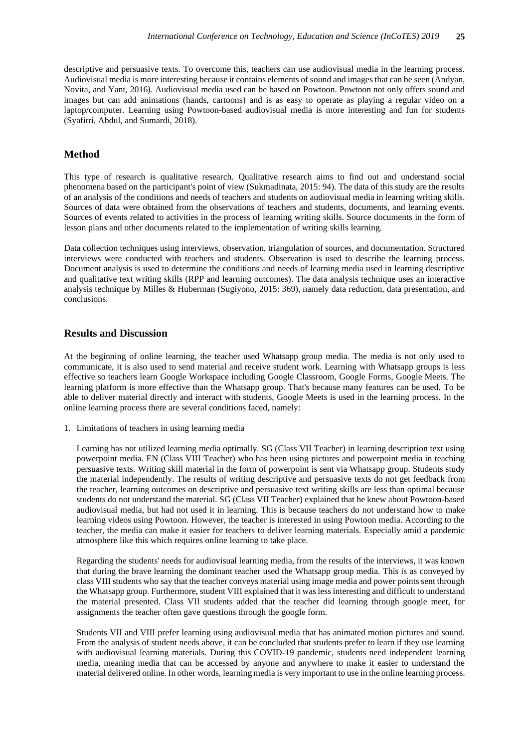descriptive and persuasive texts. To overcome this, teachers can use audiovisual media in the learning process. Audiovisual media is more interesting because it contains elements of sound and images that can be seen (Andyan, Novita, and Yant, 2016). Audiovisual media used can be based on Powtoon. Powtoon not only offers sound and images but can add animations (hands, cartoons) and is as easy to operate as playing a regular video on a laptop/computer. Learning using Powtoon-based audiovisual media is more interesting and fun for students (Syafitri, Abdul, and Sumardi, 2018).

## Method

This type of research is qualitative research. Qualitative research aims to find out and understand social phenomena based on the participant's point of view (Sukmadinata, 2015: 94). The data of this study are the results of an analysis of the conditions and needs of teachers and students on audiovisual media in learning writing skills. Sources of data were obtained from the observations of teachers and students, documents, and learning events. Sources of events related to activities in the process of learning writing skills. Source documents in the form of lesson plans and other documents related to the implementation of writing skills learning.

Data collection techniques using interviews, observation, triangulation of sources, and documentation. Structured interviews were conducted with teachers and students. Observation is used to describe the learning process. Document analysis is used to determine the conditions and needs of learning media used in learning descriptive and qualitative text writing skills (RPP and learning outcomes). The data analysis technique uses an interactive analysis technique by Milles & Huberman (Sugiyono, 2015: 369), namely data reduction, data presentation, and conclusions.

## Results and Discussion

At the beginning of online learning, the teacher used Whatsapp group media. The media is not only used to communicate, it is also used to send material and receive student work. Learning with Whatsapp groups is less effective so teachers learn Google Workspace including Google Classroom, Google Forms, Google Meets. The learning platform is more effective than the Whatsapp group. That's because many features can be used. To be able to deliver material directly and interact with students, Google Meets is used in the learning process. In the online learning process there are several conditions faced, namely:

1. Limitations of teachers in using learning media

   Learning has not utilized learning media optimally. SG (Class VII Teacher) in learning description text using powerpoint media. EN (Class VIII Teacher) who has been using pictures and powerpoint media in teaching persuasive texts. Writing skill material in the form of powerpoint is sent via Whatsapp group. Students study the material independently. The results of writing descriptive and persuasive texts do not get feedback from the teacher, learning outcomes on descriptive and persuasive text writing skills are less than optimal because students do not understand the material. SG (Class VII Teacher) explained that he knew about Powtoon-based audiovisual media, but had not used it in learning. This is because teachers do not understand how to make learning videos using Powtoon. However, the teacher is interested in using Powtoon media. According to the teacher, the media can make it easier for teachers to deliver learning materials. Especially amid a pandemic atmosphere like this which requires online learning to take place.

   Regarding the students' needs for audiovisual learning media, from the results of the interviews, it was known that during the brave learning the dominant teacher used the Whatsapp group media. This is as conveyed by class VIII students who say that the teacher conveys material using image media and power points sent through the Whatsapp group. Furthermore, student VIII explained that it was less interesting and difficult to understand the material presented. Class VII students added that the teacher did learning through google meet, for assignments the teacher often gave questions through the google form.

   Students VII and VIII prefer learning using audiovisual media that has animated motion pictures and sound. From the analysis of student needs above, it can be concluded that students prefer to learn if they use learning with audiovisual learning materials. During this COVID-19 pandemic, students need independent learning media, meaning media that can be accessed by anyone and anywhere to make it easier to understand the material delivered online. In other words, learning media is very important to use in the online learning process.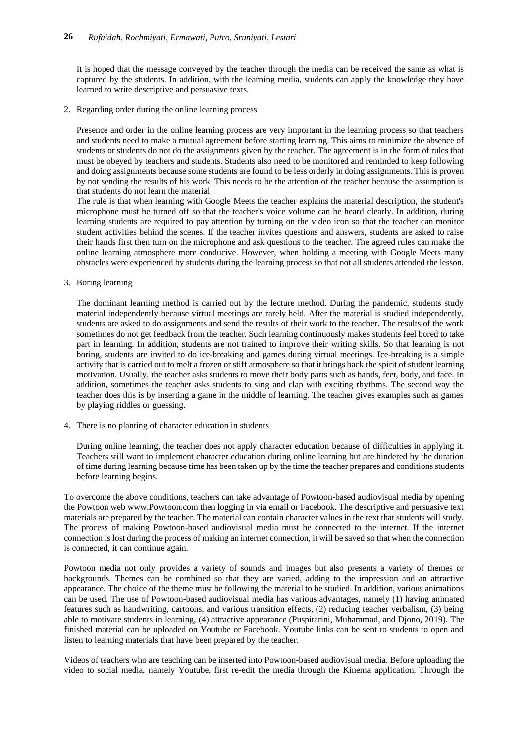It is hoped that the message conveyed by the teacher through the media can be received the same as what is captured by the students. In addition, with the learning media, students can apply the knowledge they have learned to write descriptive and persuasive texts.

2. Regarding order during the online learning process

   Presence and order in the online learning process are very important in the learning process so that teachers and students need to make a mutual agreement before starting learning. This aims to minimize the absence of students or students do not do the assignments given by the teacher. The agreement is in the form of rules that must be obeyed by teachers and students. Students also need to be monitored and reminded to keep following and doing assignments because some students are found to be less orderly in doing assignments. This is proven by not sending the results of his work. This needs to be the attention of the teacher because the assumption is that students do not learn the material.

   The rule is that when learning with Google Meets the teacher explains the material description, the student's microphone must be turned off so that the teacher's voice volume can be heard clearly. In addition, during learning students are required to pay attention by turning on the video icon so that the teacher can monitor student activities behind the scenes. If the teacher invites questions and answers, students are asked to raise their hands first then turn on the microphone and ask questions to the teacher. The agreed rules can make the online learning atmosphere more conducive. However, when holding a meeting with Google Meets many obstacles were experienced by students during the learning process so that not all students attended the lesson.

3. Boring learning

   The dominant learning method is carried out by the lecture method. During the pandemic, students study material independently because virtual meetings are rarely held. After the material is studied independently, students are asked to do assignments and send the results of their work to the teacher. The results of the work sometimes do not get feedback from the teacher. Such learning continuously makes students feel bored to take part in learning. In addition, students are not trained to improve their writing skills. So that learning is not boring, students are invited to do ice-breaking and games during virtual meetings. Ice-breaking is a simple activity that is carried out to melt a frozen or stiff atmosphere so that it brings back the spirit of student learning motivation. Usually, the teacher asks students to move their body parts such as hands, feet, body, and face. In addition, sometimes the teacher asks students to sing and clap with exciting rhythms. The second way the teacher does this is by inserting a game in the middle of learning. The teacher gives examples such as games by playing riddles or guessing.

4. There is no planting of character education in students

   During online learning, the teacher does not apply character education because of difficulties in applying it. Teachers still want to implement character education during online learning but are hindered by the duration of time during learning because time has been taken up by the time the teacher prepares and conditions students before learning begins.

To overcome the above conditions, teachers can take advantage of Powtoon-based audiovisual media by opening the Powtoon web www.Powtoon.com then logging in via email or Facebook. The descriptive and persuasive text materials are prepared by the teacher. The material can contain character values in the text that students will study. The process of making Powtoon-based audiovisual media must be connected to the internet. If the internet connection is lost during the process of making an internet connection, it will be saved so that when the connection is connected, it can continue again.

Powtoon media not only provides a variety of sounds and images but also presents a variety of themes or backgrounds. Themes can be combined so that they are varied, adding to the impression and an attractive appearance. The choice of the theme must be following the material to be studied. In addition, various animations can be used. The use of Powtoon-based audiovisual media has various advantages, namely (1) having animated features such as handwriting, cartoons, and various transition effects, (2) reducing teacher verbalism, (3) being able to motivate students in learning, (4) attractive appearance (Puspitarini, Muhammad, and Djono, 2019). The finished material can be uploaded on Youtube or Facebook. Youtube links can be sent to students to open and listen to learning materials that have been prepared by the teacher.

Videos of teachers who are teaching can be inserted into Powtoon-based audiovisual media. Before uploading the video to social media, namely Youtube, first re-edit the media through the Kinema application. Through the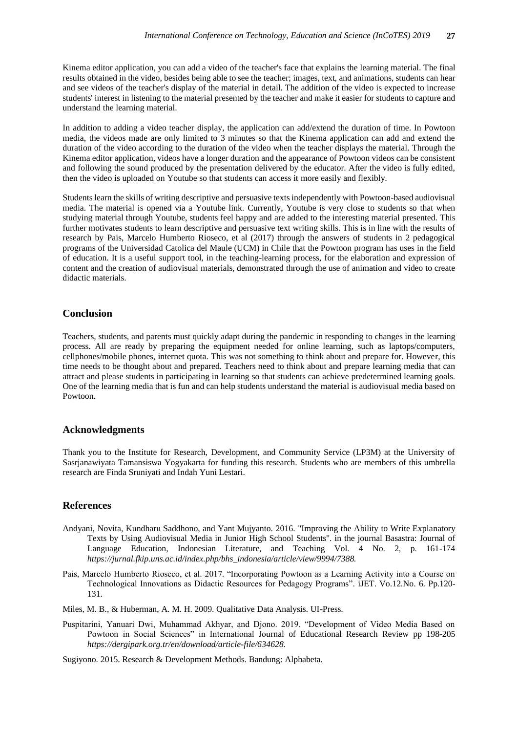Kinema editor application, you can add a video of the teacher's face that explains the learning material. The final results obtained in the video, besides being able to see the teacher; images, text, and animations, students can hear and see videos of the teacher's display of the material in detail. The addition of the video is expected to increase students' interest in listening to the material presented by the teacher and make it easier for students to capture and understand the learning material.

In addition to adding a video teacher display, the application can add/extend the duration of time. In Powtoon media, the videos made are only limited to 3 minutes so that the Kinema application can add and extend the duration of the video according to the duration of the video when the teacher displays the material. Through the Kinema editor application, videos have a longer duration and the appearance of Powtoon videos can be consistent and following the sound produced by the presentation delivered by the educator. After the video is fully edited, then the video is uploaded on Youtube so that students can access it more easily and flexibly.

Students learn the skills of writing descriptive and persuasive texts independently with Powtoon-based audiovisual media. The material is opened via a Youtube link. Currently, Youtube is very close to students so that when studying material through Youtube, students feel happy and are added to the interesting material presented. This further motivates students to learn descriptive and persuasive text writing skills. This is in line with the results of research by Pais, Marcelo Humberto Rioseco, et al (2017) through the answers of students in 2 pedagogical programs of the Universidad Catolica del Maule (UCM) in Chile that the Powtoon program has uses in the field of education. It is a useful support tool, in the teaching-learning process, for the elaboration and expression of content and the creation of audiovisual materials, demonstrated through the use of animation and video to create didactic materials.

## Conclusion

Teachers, students, and parents must quickly adapt during the pandemic in responding to changes in the learning process. All are ready by preparing the equipment needed for online learning, such as laptops/computers, cellphones/mobile phones, internet quota. This was not something to think about and prepare for. However, this time needs to be thought about and prepared. Teachers need to think about and prepare learning media that can attract and please students in participating in learning so that students can achieve predetermined learning goals. One of the learning media that is fun and can help students understand the material is audiovisual media based on Powtoon.

## Acknowledgments

Thank you to the Institute for Research, Development, and Community Service (LP3M) at the University of Sasrjanawiyata Tamansiswa Yogyakarta for funding this research. Students who are members of this umbrella research are Finda Sruniyati and Indah Yuni Lestari.

## References

Andyani, Novita, Kundharu Saddhono, and Yant Mujyanto. 2016. "Improving the Ability to Write Explanatory Texts by Using Audiovisual Media in Junior High School Students". in the journal Basastra: Journal of Language Education, Indonesian Literature, and Teaching Vol. 4 No. 2, p. 161-174 *https://jurnal.fkip.uns.ac.id/index.php/bhs_indonesia/article/view/9994/7388.*

Pais, Marcelo Humberto Rioseco, et al. 2017. "Incorporating Powtoon as a Learning Activity into a Course on Technological Innovations as Didactic Resources for Pedagogy Programs". iJET. Vo.12.No. 6. Pp.120-131.

Miles, M. B., & Huberman, A. M. H. 2009. Qualitative Data Analysis. UI-Press.

Puspitarini, Yanuari Dwi, Muhammad Akhyar, and Djono. 2019. "Development of Video Media Based on Powtoon in Social Sciences" in International Journal of Educational Research Review pp 198-205 *https://dergipark.org.tr/en/download/article-file/634628.*

Sugiyono. 2015. Research & Development Methods. Bandung: Alphabeta.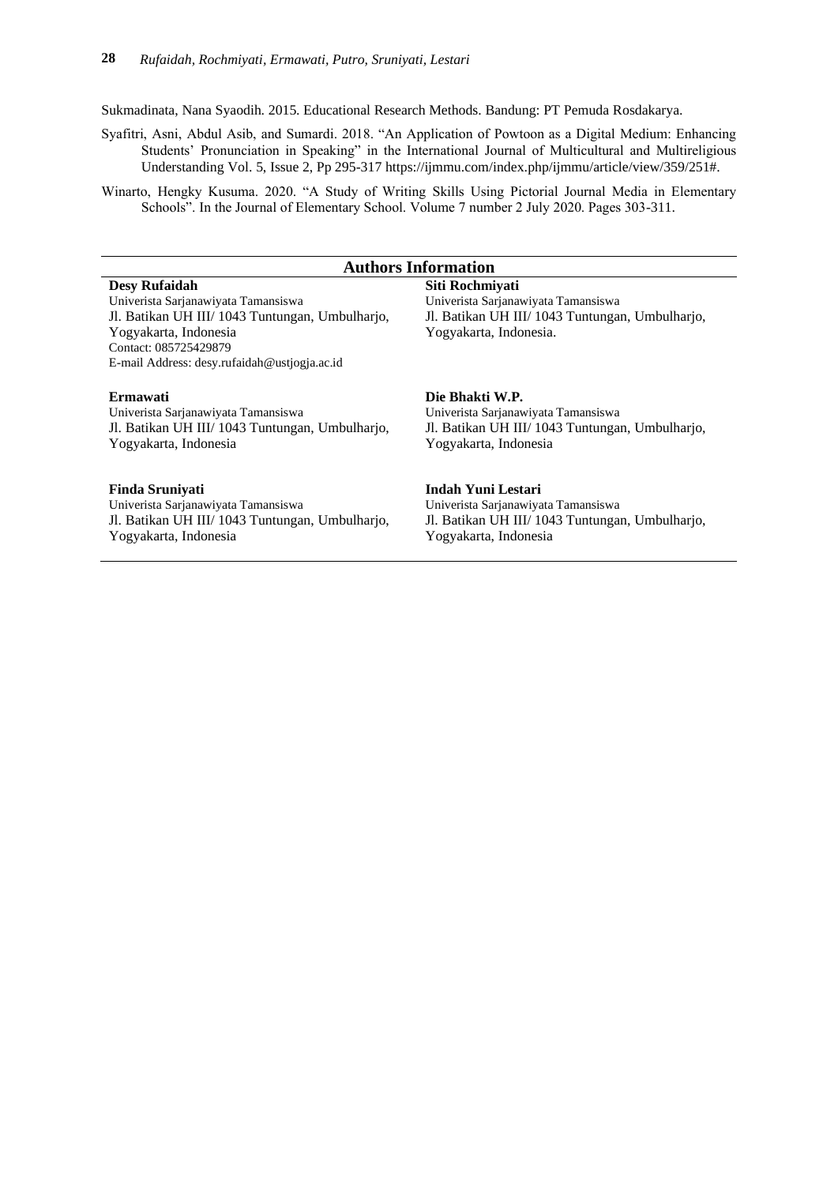Sukmadinata, Nana Syaodih. 2015. Educational Research Methods. Bandung: PT Pemuda Rosdakarya.

Syafitri, Asni, Abdul Asib, and Sumardi. 2018. "An Application of Powtoon as a Digital Medium: Enhancing Students' Pronunciation in Speaking" in the International Journal of Multicultural and Multireligious Understanding Vol. 5, Issue 2, Pp 295-317 https://ijmmu.com/index.php/ijmmu/article/view/359/251#.

Winarto, Hengky Kusuma. 2020. "A Study of Writing Skills Using Pictorial Journal Media in Elementary Schools". In the Journal of Elementary School. Volume 7 number 2 July 2020. Pages 303-311.

## Authors Information

**Desy Rufaidah**
Univerista Sarjanawiyata Tamansiswa
Jl. Batikan UH III/ 1043 Tuntungan, Umbulharjo, Yogyakarta, Indonesia
Contact: 085725429879
E-mail Address: desy.rufaidah@ustjogja.ac.id

**Siti Rochmiyati**
Univerista Sarjanawiyata Tamansiswa
Jl. Batikan UH III/ 1043 Tuntungan, Umbulharjo, Yogyakarta, Indonesia.

**Ermawati**
Univerista Sarjanawiyata Tamansiswa
Jl. Batikan UH III/ 1043 Tuntungan, Umbulharjo, Yogyakarta, Indonesia

**Die Bhakti W.P.**
Univerista Sarjanawiyata Tamansiswa
Jl. Batikan UH III/ 1043 Tuntungan, Umbulharjo, Yogyakarta, Indonesia

**Finda Sruniyati**
Univerista Sarjanawiyata Tamansiswa
Jl. Batikan UH III/ 1043 Tuntungan, Umbulharjo, Yogyakarta, Indonesia

**Indah Yuni Lestari**
Univerista Sarjanawiyata Tamansiswa
Jl. Batikan UH III/ 1043 Tuntungan, Umbulharjo, Yogyakarta, Indonesia